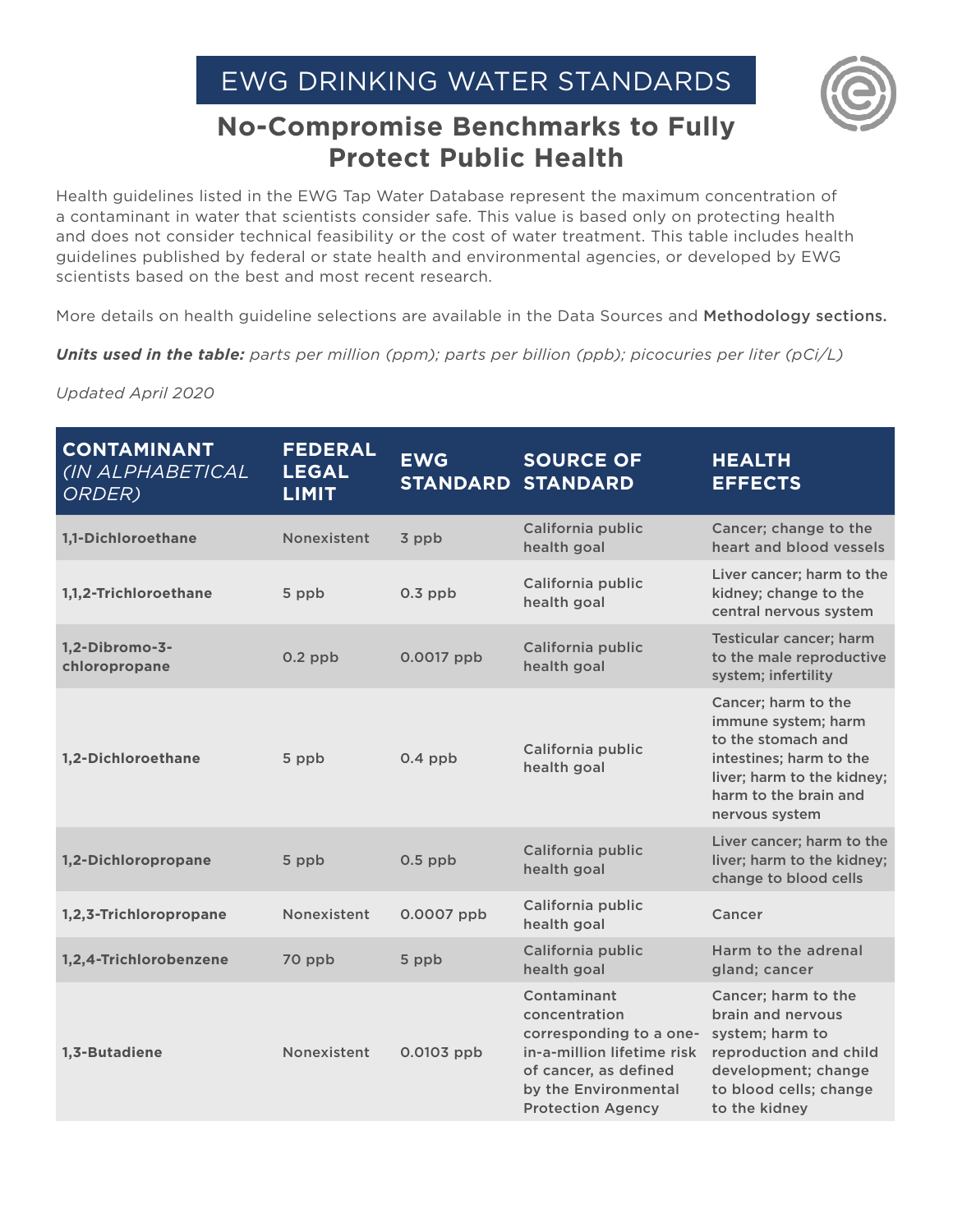# EWG DRINKING WATER STANDARDS

## No-Compromise Benchmarks to Fully Protect Public Health

Health guidelines listed in the EWG Tap Water Database represent the maximum concentration of a contaminant in water that scientists consider safe. This value is based only on protecting health and does not consider technical feasibility or the cost of water treatment. This table includes health guidelines published by federal or state health and environmental agencies, or developed by EWG scientists based on the best and most recent research.

More details on health guideline selections are available in the Data Sources and **Methodology sections.**

***Units used in the table:*** *parts per million (ppm); parts per billion (ppb); picocuries per liter (pCi/L)*

*Updated April 2020*

| **CONTAMINANT** *(IN ALPHABETICAL ORDER)* | **FEDERAL LEGAL LIMIT** | **EWG STANDARD** | **SOURCE OF STANDARD** | **HEALTH EFFECTS** |
|---|---|---|---|---|
| **1,1-Dichloroethane** | Nonexistent | 3 ppb | California public health goal | Cancer; change to the heart and blood vessels |
| **1,1,2-Trichloroethane** | 5 ppb | 0.3 ppb | California public health goal | Liver cancer; harm to the kidney; change to the central nervous system |
| **1,2-Dibromo-3-chloropropane** | 0.2 ppb | 0.0017 ppb | California public health goal | Testicular cancer; harm to the male reproductive system; infertility |
| **1,2-Dichloroethane** | 5 ppb | 0.4 ppb | California public health goal | Cancer; harm to the immune system; harm to the stomach and intestines; harm to the liver; harm to the kidney; harm to the brain and nervous system |
| **1,2-Dichloropropane** | 5 ppb | 0.5 ppb | California public health goal | Liver cancer; harm to the liver; harm to the kidney; change to blood cells |
| **1,2,3-Trichloropropane** | Nonexistent | 0.0007 ppb | California public health goal | Cancer |
| **1,2,4-Trichlorobenzene** | 70 ppb | 5 ppb | California public health goal | Harm to the adrenal gland; cancer |
| **1,3-Butadiene** | Nonexistent | 0.0103 ppb | Contaminant concentration corresponding to a one-in-a-million lifetime risk of cancer, as defined by the Environmental Protection Agency | Cancer; harm to the brain and nervous system; harm to reproduction and child development; change to blood cells; change to the kidney |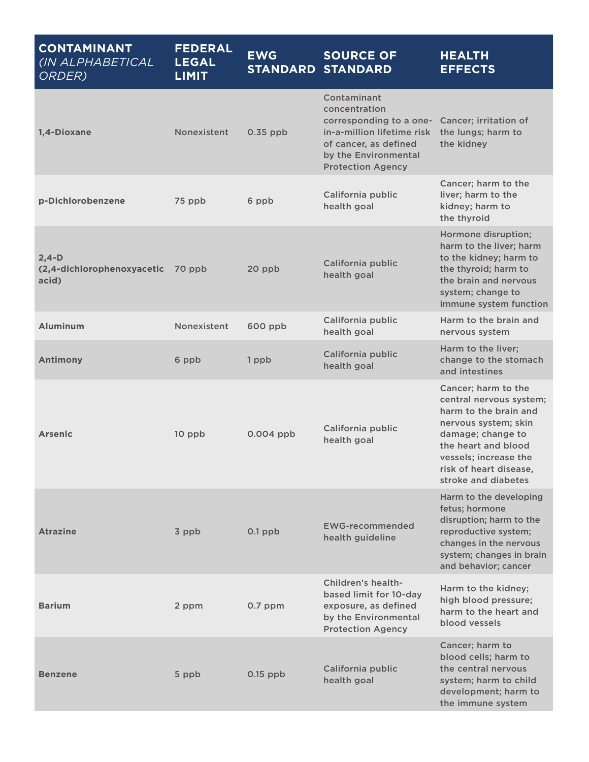| CONTAINANT *(IN ALPHABETICAL ORDER)* | FEDERAL LEGAL LIMIT | EWG STANDARD | SOURCE OF STANDARD | HEALTH EFFECTS |
|---|---|---|---|---|
| **1,4-Dioxane** | Nonexistent | 0.35 ppb | Contaminant concentration corresponding to a one-in-a-million lifetime risk of cancer, as defined by the Environmental Protection Agency | Cancer; irritation of the lungs; harm to the kidney |
| **p-Dichlorobenzene** | 75 ppb | 6 ppb | California public health goal | Cancer; harm to the liver; harm to the kidney; harm to the thyroid |
| **2,4-D (2,4-dichlorophenoxyacetic acid)** | 70 ppb | 20 ppb | California public health goal | Hormone disruption; harm to the liver; harm to the kidney; harm to the thyroid; harm to the brain and nervous system; change to immune system function |
| **Aluminum** | Nonexistent | 600 ppb | California public health goal | Harm to the brain and nervous system |
| **Antimony** | 6 ppb | 1 ppb | California public health goal | Harm to the liver; change to the stomach and intestines |
| **Arsenic** | 10 ppb | 0.004 ppb | California public health goal | Cancer; harm to the central nervous system; harm to the brain and nervous system; skin damage; change to the heart and blood vessels; increase the risk of heart disease, stroke and diabetes |
| **Atrazine** | 3 ppb | 0.1 ppb | EWG-recommended health guideline | Harm to the developing fetus; hormone disruption; harm to the reproductive system; changes in the nervous system; changes in brain and behavior; cancer |
| **Barium** | 2 ppm | 0.7 ppm | Children's health-based limit for 10-day exposure, as defined by the Environmental Protection Agency | Harm to the kidney; high blood pressure; harm to the heart and blood vessels |
| **Benzene** | 5 ppb | 0.15 ppb | California public health goal | Cancer; harm to blood cells; harm to the central nervous system; harm to child development; harm to the immune system |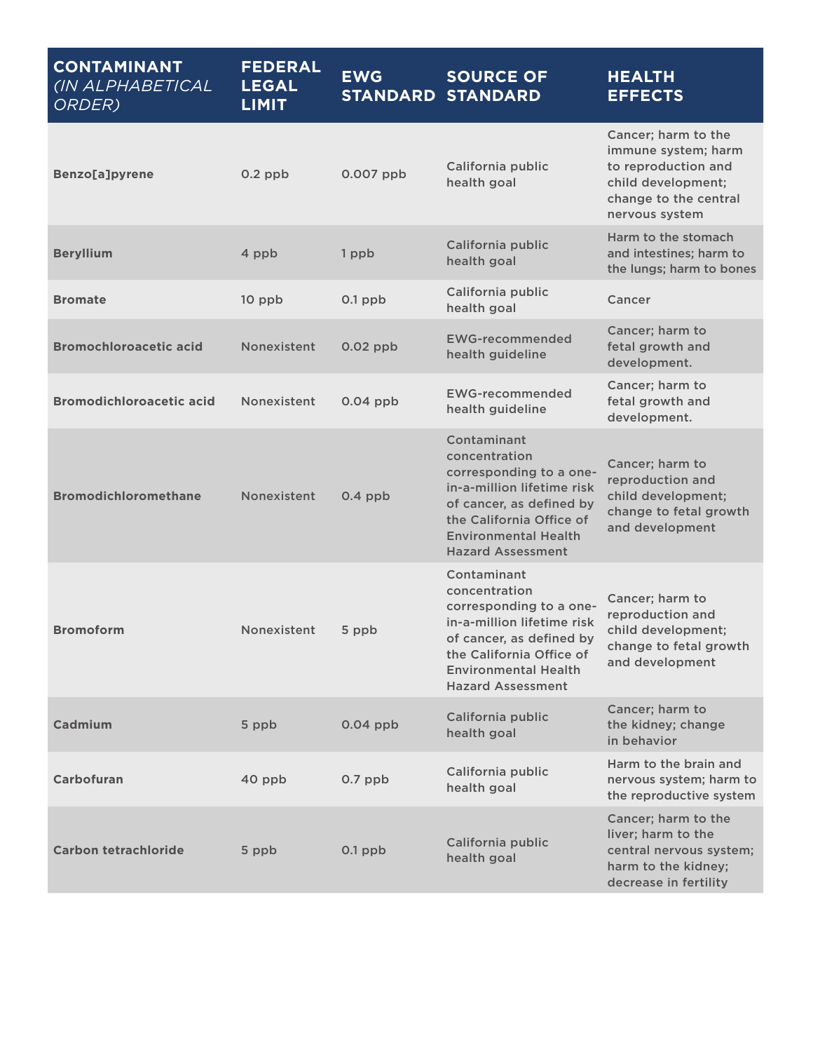| CONTAINANT *(IN ALPHABETICAL ORDER)* | FEDERAL LEGAL LIMIT | EWG STANDARD | SOURCE OF STANDARD | HEALTH EFFECTS |
|---|---|---|---|---|
| **Benzo[a]pyrene** | 0.2 ppb | 0.007 ppb | California public health goal | Cancer; harm to the immune system; harm to reproduction and child development; change to the central nervous system |
| **Beryllium** | 4 ppb | 1 ppb | California public health goal | Harm to the stomach and intestines; harm to the lungs; harm to bones |
| **Bromate** | 10 ppb | 0.1 ppb | California public health goal | Cancer |
| **Bromochloroacetic acid** | Nonexistent | 0.02 ppb | EWG-recommended health guideline | Cancer; harm to fetal growth and development. |
| **Bromodichloroacetic acid** | Nonexistent | 0.04 ppb | EWG-recommended health guideline | Cancer; harm to fetal growth and development. |
| **Bromodichloromethane** | Nonexistent | 0.4 ppb | Contaminant concentration corresponding to a one-in-a-million lifetime risk of cancer, as defined by the California Office of Environmental Health Hazard Assessment | Cancer; harm to reproduction and child development; change to fetal growth and development |
| **Bromoform** | Nonexistent | 5 ppb | Contaminant concentration corresponding to a one-in-a-million lifetime risk of cancer, as defined by the California Office of Environmental Health Hazard Assessment | Cancer; harm to reproduction and child development; change to fetal growth and development |
| **Cadmium** | 5 ppb | 0.04 ppb | California public health goal | Cancer; harm to the kidney; change in behavior |
| **Carbofuran** | 40 ppb | 0.7 ppb | California public health goal | Harm to the brain and nervous system; harm to the reproductive system |
| **Carbon tetrachloride** | 5 ppb | 0.1 ppb | California public health goal | Cancer; harm to the liver; harm to the central nervous system; harm to the kidney; decrease in fertility |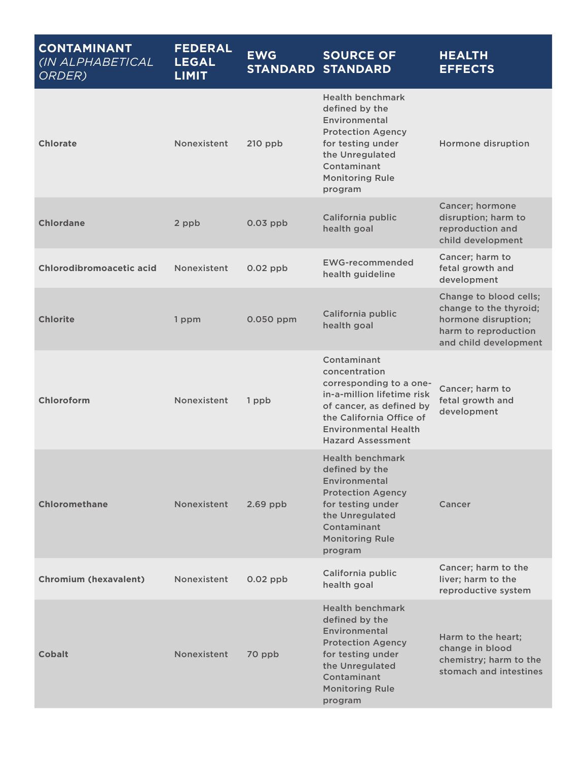| CONTAINANT *(IN ALPHABETICAL ORDER)* | FEDERAL LEGAL LIMIT | EWG STANDARD | SOURCE OF STANDARD | HEALTH EFFECTS |
|---|---|---|---|---|
| **Chlorate** | Nonexistent | 210 ppb | Health benchmark defined by the Environmental Protection Agency for testing under the Unregulated Contaminant Monitoring Rule program | Hormone disruption |
| **Chlordane** | 2 ppb | 0.03 ppb | California public health goal | Cancer; hormone disruption; harm to reproduction and child development |
| **Chlorodibromoacetic acid** | Nonexistent | 0.02 ppb | EWG-recommended health guideline | Cancer; harm to fetal growth and development |
| **Chlorite** | 1 ppm | 0.050 ppm | California public health goal | Change to blood cells; change to the thyroid; hormone disruption; harm to reproduction and child development |
| **Chloroform** | Nonexistent | 1 ppb | Contaminant concentration corresponding to a one-in-a-million lifetime risk of cancer, as defined by the California Office of Environmental Health Hazard Assessment | Cancer; harm to fetal growth and development |
| **Chloromethane** | Nonexistent | 2.69 ppb | Health benchmark defined by the Environmental Protection Agency for testing under the Unregulated Contaminant Monitoring Rule program | Cancer |
| **Chromium (hexavalent)** | Nonexistent | 0.02 ppb | California public health goal | Cancer; harm to the liver; harm to the reproductive system |
| **Cobalt** | Nonexistent | 70 ppb | Health benchmark defined by the Environmental Protection Agency for testing under the Unregulated Contaminant Monitoring Rule program | Harm to the heart; change in blood chemistry; harm to the stomach and intestines |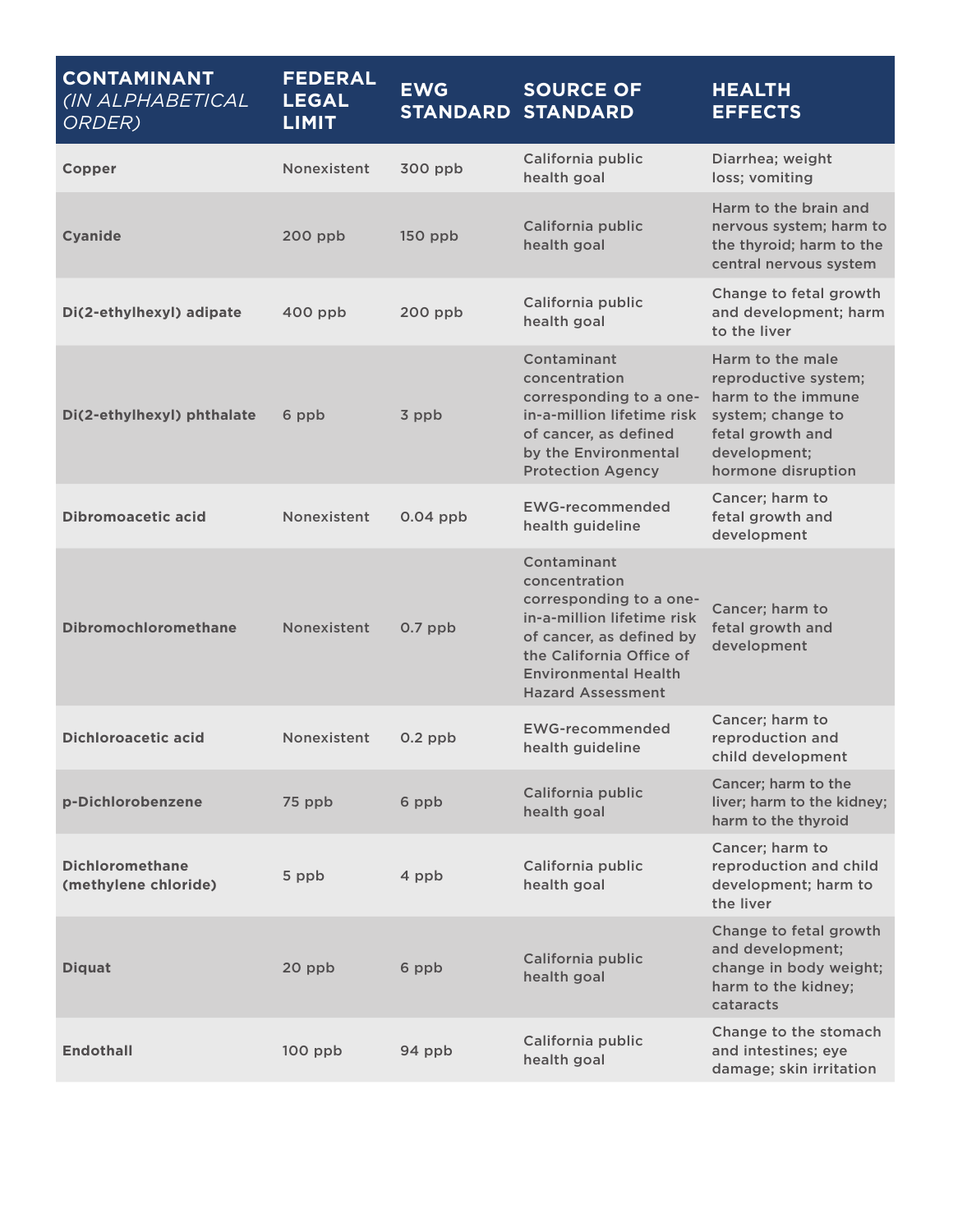| CONTAMINANT *(IN ALPHABETICAL ORDER)* | FEDERAL LEGAL LIMIT | EWG STANDARD | SOURCE OF STANDARD | HEALTH EFFECTS |
|---|---|---|---|---|
| **Copper** | Nonexistent | 300 ppb | California public health goal | Diarrhea; weight loss; vomiting |
| **Cyanide** | 200 ppb | 150 ppb | California public health goal | Harm to the brain and nervous system; harm to the thyroid; harm to the central nervous system |
| **Di(2-ethylhexyl) adipate** | 400 ppb | 200 ppb | California public health goal | Change to fetal growth and development; harm to the liver |
| **Di(2-ethylhexyl) phthalate** | 6 ppb | 3 ppb | Contaminant concentration corresponding to a one-in-a-million lifetime risk of cancer, as defined by the Environmental Protection Agency | Harm to the male reproductive system; harm to the immune system; change to fetal growth and development; hormone disruption |
| **Dibromoacetic acid** | Nonexistent | 0.04 ppb | EWG-recommended health guideline | Cancer; harm to fetal growth and development |
| **Dibromochloromethane** | Nonexistent | 0.7 ppb | Contaminant concentration corresponding to a one-in-a-million lifetime risk of cancer, as defined by the California Office of Environmental Health Hazard Assessment | Cancer; harm to fetal growth and development |
| **Dichloroacetic acid** | Nonexistent | 0.2 ppb | EWG-recommended health guideline | Cancer; harm to reproduction and child development |
| **p-Dichlorobenzene** | 75 ppb | 6 ppb | California public health goal | Cancer; harm to the liver; harm to the kidney; harm to the thyroid |
| **Dichloromethane (methylene chloride)** | 5 ppb | 4 ppb | California public health goal | Cancer; harm to reproduction and child development; harm to the liver |
| **Diquat** | 20 ppb | 6 ppb | California public health goal | Change to fetal growth and development; change in body weight; harm to the kidney; cataracts |
| **Endothall** | 100 ppb | 94 ppb | California public health goal | Change to the stomach and intestines; eye damage; skin irritation |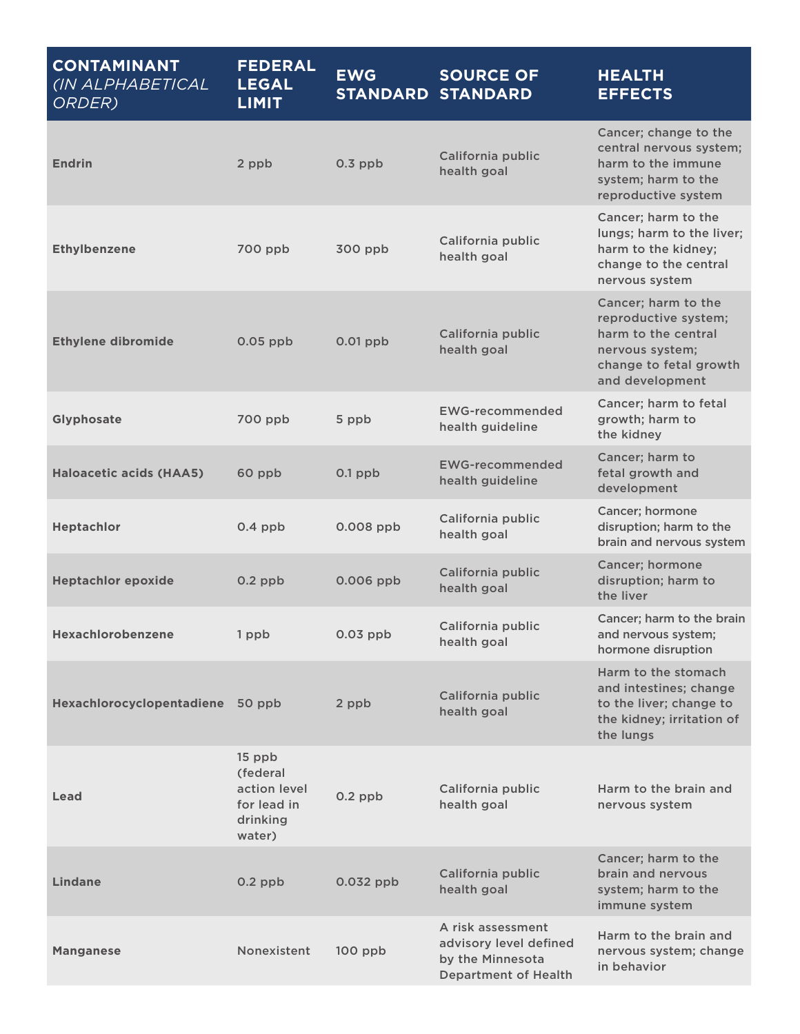| CONTAINANT *(IN ALPHABETICAL ORDER)* | FEDERAL LEGAL LIMIT | EWG STANDARD | SOURCE OF STANDARD | HEALTH EFFECTS |
|---|---|---|---|---|
| **Endrin** | 2 ppb | 0.3 ppb | California public health goal | Cancer; change to the central nervous system; harm to the immune system; harm to the reproductive system |
| **Ethylbenzene** | 700 ppb | 300 ppb | California public health goal | Cancer; harm to the lungs; harm to the liver; harm to the kidney; change to the central nervous system |
| **Ethylene dibromide** | 0.05 ppb | 0.01 ppb | California public health goal | Cancer; harm to the reproductive system; harm to the central nervous system; change to fetal growth and development |
| **Glyphosate** | 700 ppb | 5 ppb | EWG-recommended health guideline | Cancer; harm to fetal growth; harm to the kidney |
| **Haloacetic acids (HAA5)** | 60 ppb | 0.1 ppb | EWG-recommended health guideline | Cancer; harm to fetal growth and development |
| **Heptachlor** | 0.4 ppb | 0.008 ppb | California public health goal | Cancer; hormone disruption; harm to the brain and nervous system |
| **Heptachlor epoxide** | 0.2 ppb | 0.006 ppb | California public health goal | Cancer; hormone disruption; harm to the liver |
| **Hexachlorobenzene** | 1 ppb | 0.03 ppb | California public health goal | Cancer; harm to the brain and nervous system; hormone disruption |
| **Hexachlorocyclopentadiene** | 50 ppb | 2 ppb | California public health goal | Harm to the stomach and intestines; change to the liver; change to the kidney; irritation of the lungs |
| **Lead** | 15 ppb (federal action level for lead in drinking water) | 0.2 ppb | California public health goal | Harm to the brain and nervous system |
| **Lindane** | 0.2 ppb | 0.032 ppb | California public health goal | Cancer; harm to the brain and nervous system; harm to the immune system |
| **Manganese** | Nonexistent | 100 ppb | A risk assessment advisory level defined by the Minnesota Department of Health | Harm to the brain and nervous system; change in behavior |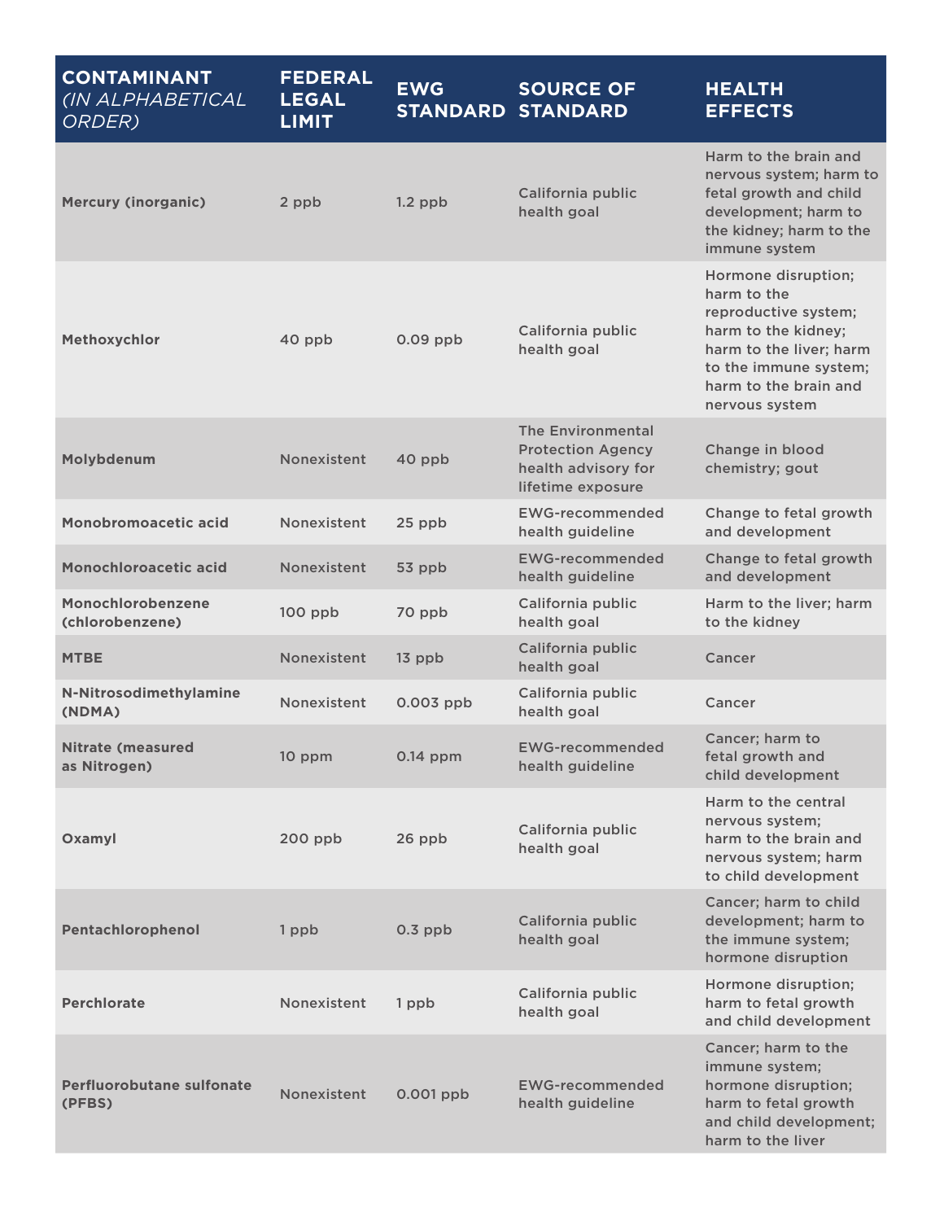| CONTAINANT *(IN ALPHABETICAL ORDER)* | FEDERAL LEGAL LIMIT | EWG STANDARD | SOURCE OF STANDARD | HEALTH EFFECTS |
|---|---|---|---|---|
| **Mercury (inorganic)** | 2 ppb | 1.2 ppb | California public health goal | Harm to the brain and nervous system; harm to fetal growth and child development; harm to the kidney; harm to the immune system |
| **Methoxychlor** | 40 ppb | 0.09 ppb | California public health goal | Hormone disruption; harm to the reproductive system; harm to the kidney; harm to the liver; harm to the immune system; harm to the brain and nervous system |
| **Molybdenum** | Nonexistent | 40 ppb | The Environmental Protection Agency health advisory for lifetime exposure | Change in blood chemistry; gout |
| **Monobromoacetic acid** | Nonexistent | 25 ppb | EWG-recommended health guideline | Change to fetal growth and development |
| **Monochloroacetic acid** | Nonexistent | 53 ppb | EWG-recommended health guideline | Change to fetal growth and development |
| **Monochlorobenzene (chlorobenzene)** | 100 ppb | 70 ppb | California public health goal | Harm to the liver; harm to the kidney |
| **MTBE** | Nonexistent | 13 ppb | California public health goal | Cancer |
| **N-Nitrosodimethylamine (NDMA)** | Nonexistent | 0.003 ppb | California public health goal | Cancer |
| **Nitrate (measured as Nitrogen)** | 10 ppm | 0.14 ppm | EWG-recommended health guideline | Cancer; harm to fetal growth and child development |
| **Oxamyl** | 200 ppb | 26 ppb | California public health goal | Harm to the central nervous system; harm to the brain and nervous system; harm to child development |
| **Pentachlorophenol** | 1 ppb | 0.3 ppb | California public health goal | Cancer; harm to child development; harm to the immune system; hormone disruption |
| **Perchlorate** | Nonexistent | 1 ppb | California public health goal | Hormone disruption; harm to fetal growth and child development |
| **Perfluorobutane sulfonate (PFBS)** | Nonexistent | 0.001 ppb | EWG-recommended health guideline | Cancer; harm to the immune system; hormone disruption; harm to fetal growth and child development; harm to the liver |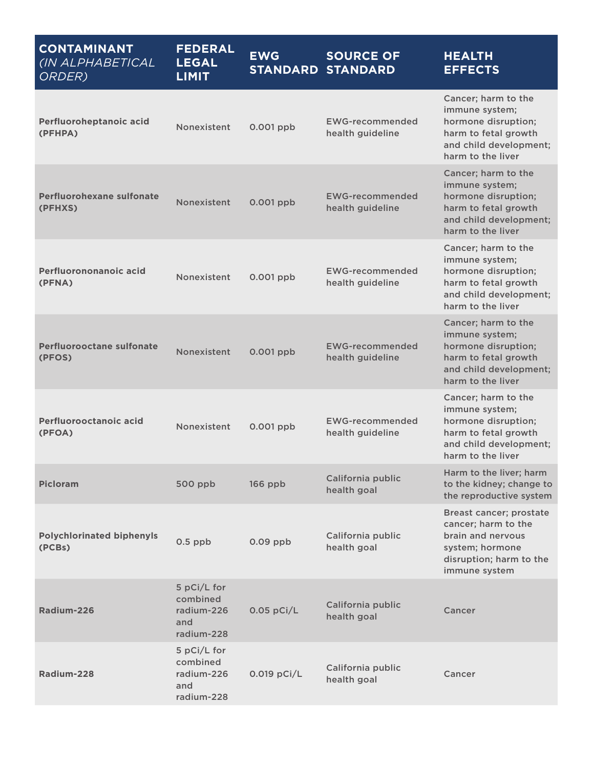| CONTAINANT *(IN ALPHABETICAL ORDER)* | FEDERAL LEGAL LIMIT | EWG STANDARD | SOURCE OF STANDARD | HEALTH EFFECTS |
|---|---|---|---|---|
| **Perfluoroheptanoic acid (PFHPA)** | Nonexistent | 0.001 ppb | EWG-recommended health guideline | Cancer; harm to the immune system; hormone disruption; harm to fetal growth and child development; harm to the liver |
| **Perfluorohexane sulfonate (PFHXS)** | Nonexistent | 0.001 ppb | EWG-recommended health guideline | Cancer; harm to the immune system; hormone disruption; harm to fetal growth and child development; harm to the liver |
| **Perfluorononanoic acid (PFNA)** | Nonexistent | 0.001 ppb | EWG-recommended health guideline | Cancer; harm to the immune system; hormone disruption; harm to fetal growth and child development; harm to the liver |
| **Perfluorooctane sulfonate (PFOS)** | Nonexistent | 0.001 ppb | EWG-recommended health guideline | Cancer; harm to the immune system; hormone disruption; harm to fetal growth and child development; harm to the liver |
| **Perfluorooctanoic acid (PFOA)** | Nonexistent | 0.001 ppb | EWG-recommended health guideline | Cancer; harm to the immune system; hormone disruption; harm to fetal growth and child development; harm to the liver |
| **Picloram** | 500 ppb | 166 ppb | California public health goal | Harm to the liver; harm to the kidney; change to the reproductive system |
| **Polychlorinated biphenyls (PCBs)** | 0.5 ppb | 0.09 ppb | California public health goal | Breast cancer; prostate cancer; harm to the brain and nervous system; hormone disruption; harm to the immune system |
| **Radium-226** | 5 pCi/L for combined radium-226 and radium-228 | 0.05 pCi/L | California public health goal | Cancer |
| **Radium-228** | 5 pCi/L for combined radium-226 and radium-228 | 0.019 pCi/L | California public health goal | Cancer |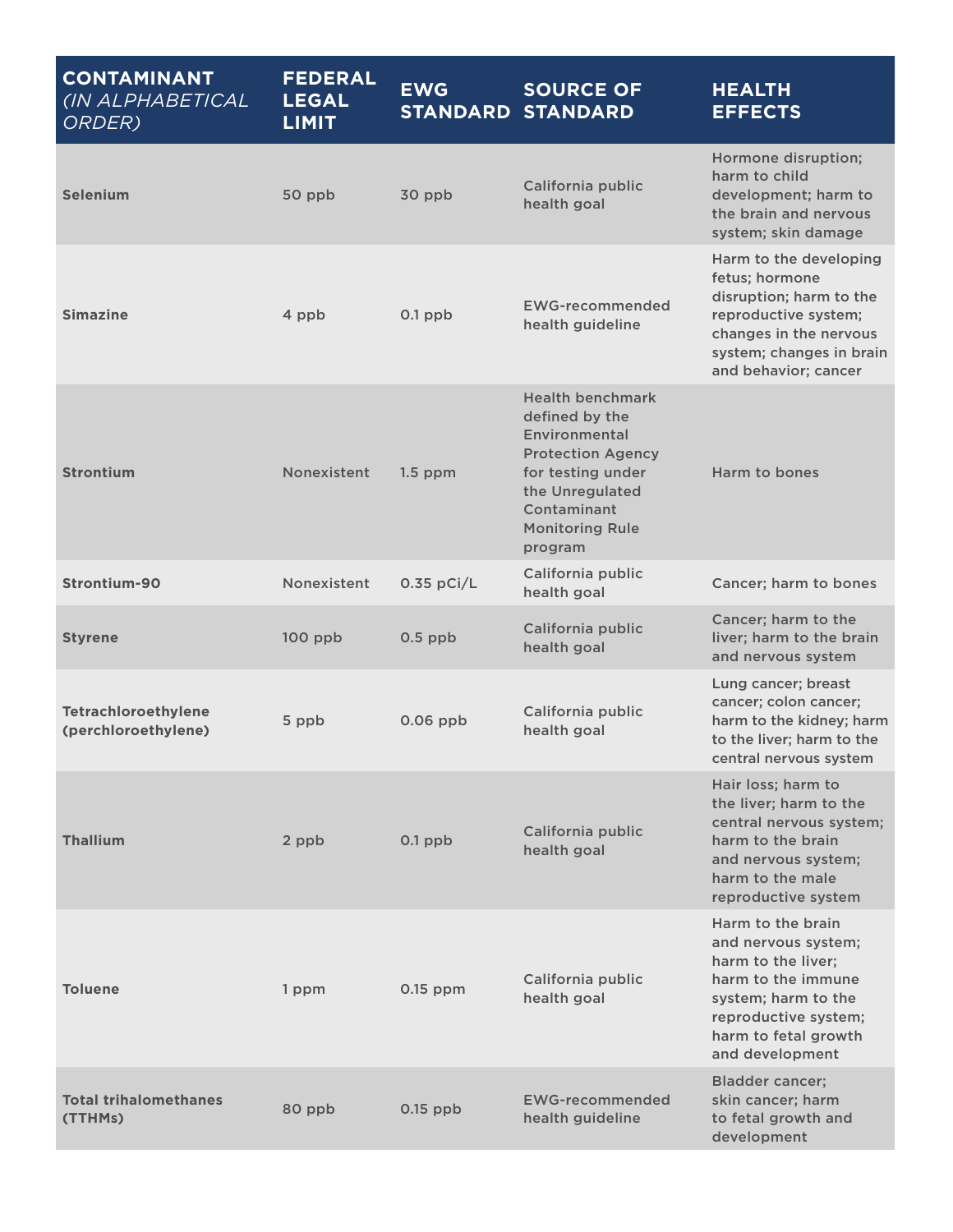| CONTAINANT *(IN ALPHABETICAL ORDER)* | FEDERAL LEGAL LIMIT | EWG STANDARD | SOURCE OF STANDARD | HEALTH EFFECTS |
|---|---|---|---|---|
| **Selenium** | 50 ppb | 30 ppb | California public health goal | Hormone disruption; harm to child development; harm to the brain and nervous system; skin damage |
| **Simazine** | 4 ppb | 0.1 ppb | EWG-recommended health guideline | Harm to the developing fetus; hormone disruption; harm to the reproductive system; changes in the nervous system; changes in brain and behavior; cancer |
| **Strontium** | Nonexistent | 1.5 ppm | Health benchmark defined by the Environmental Protection Agency for testing under the Unregulated Contaminant Monitoring Rule program | Harm to bones |
| **Strontium-90** | Nonexistent | 0.35 pCi/L | California public health goal | Cancer; harm to bones |
| **Styrene** | 100 ppb | 0.5 ppb | California public health goal | Cancer; harm to the liver; harm to the brain and nervous system |
| **Tetrachloroethylene (perchloroethylene)** | 5 ppb | 0.06 ppb | California public health goal | Lung cancer; breast cancer; colon cancer; harm to the kidney; harm to the liver; harm to the central nervous system |
| **Thallium** | 2 ppb | 0.1 ppb | California public health goal | Hair loss; harm to the liver; harm to the central nervous system; harm to the brain and nervous system; harm to the male reproductive system |
| **Toluene** | 1 ppm | 0.15 ppm | California public health goal | Harm to the brain and nervous system; harm to the liver; harm to the immune system; harm to the reproductive system; harm to fetal growth and development |
| **Total trihalomethanes (TTHMs)** | 80 ppb | 0.15 ppb | EWG-recommended health guideline | Bladder cancer; skin cancer; harm to fetal growth and development |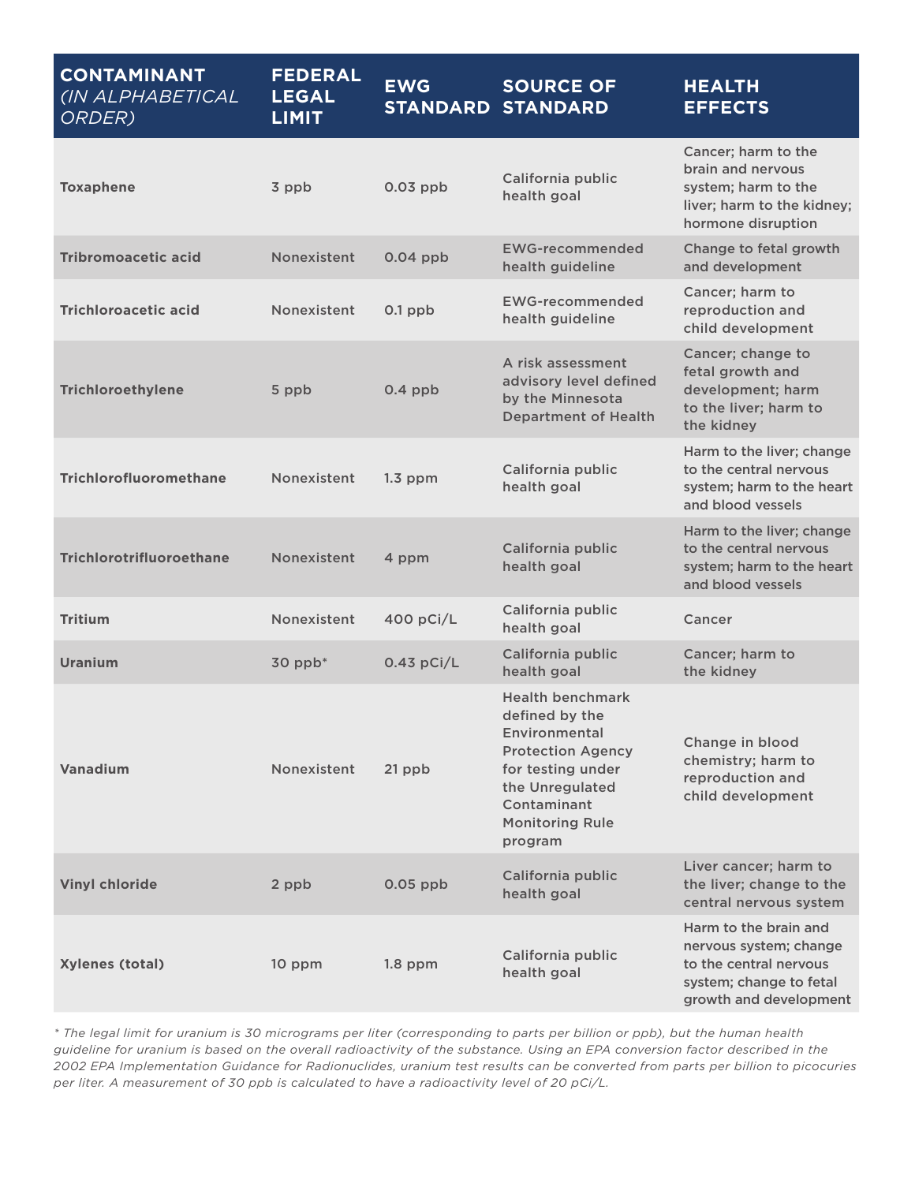| CONTAINANT *(IN ALPHABETICAL ORDER)* | FEDERAL LEGAL LIMIT | EWG STANDARD | SOURCE OF STANDARD | HEALTH EFFECTS |
|---|---|---|---|---|
| **Toxaphene** | 3 ppb | 0.03 ppb | California public health goal | Cancer; harm to the brain and nervous system; harm to the liver; harm to the kidney; hormone disruption |
| **Tribromoacetic acid** | Nonexistent | 0.04 ppb | EWG-recommended health guideline | Change to fetal growth and development |
| **Trichloroacetic acid** | Nonexistent | 0.1 ppb | EWG-recommended health guideline | Cancer; harm to reproduction and child development |
| **Trichloroethylene** | 5 ppb | 0.4 ppb | A risk assessment advisory level defined by the Minnesota Department of Health | Cancer; change to fetal growth and development; harm to the liver; harm to the kidney |
| **Trichlorofluoromethane** | Nonexistent | 1.3 ppm | California public health goal | Harm to the liver; change to the central nervous system; harm to the heart and blood vessels |
| **Trichlorotrifluoroethane** | Nonexistent | 4 ppm | California public health goal | Harm to the liver; change to the central nervous system; harm to the heart and blood vessels |
| **Tritium** | Nonexistent | 400 pCi/L | California public health goal | Cancer |
| **Uranium** | 30 ppb* | 0.43 pCi/L | California public health goal | Cancer; harm to the kidney |
| **Vanadium** | Nonexistent | 21 ppb | Health benchmark defined by the Environmental Protection Agency for testing under the Unregulated Contaminant Monitoring Rule program | Change in blood chemistry; harm to reproduction and child development |
| **Vinyl chloride** | 2 ppb | 0.05 ppb | California public health goal | Liver cancer; harm to the liver; change to the central nervous system |
| **Xylenes (total)** | 10 ppm | 1.8 ppm | California public health goal | Harm to the brain and nervous system; change to the central nervous system; change to fetal growth and development |

*\* The legal limit for uranium is 30 micrograms per liter (corresponding to parts per billion or ppb), but the human health guideline for uranium is based on the overall radioactivity of the substance. Using an EPA conversion factor described in the 2002 EPA Implementation Guidance for Radionuclides, uranium test results can be converted from parts per billion to picocuries per liter. A measurement of 30 ppb is calculated to have a radioactivity level of 20 pCi/L.*